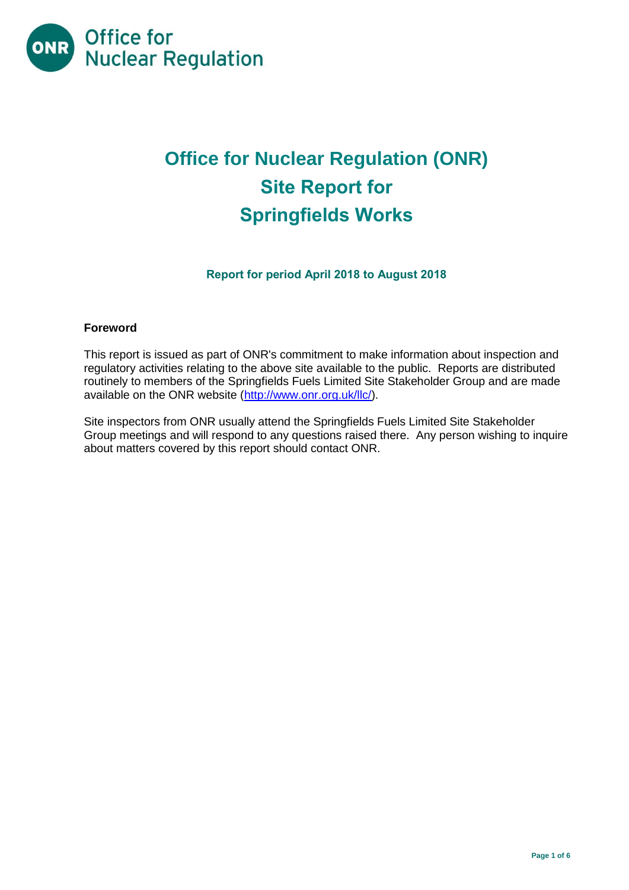Office for Nuclear Regulation

# Office for Nuclear Regulation (ONR) Site Report for Springfields Works

### Report for period April 2018 to August 2018

**Foreword**

This report is issued as part of ONR's commitment to make information about inspection and regulatory activities relating to the above site available to the public. Reports are distributed routinely to members of the Springfields Fuels Limited Site Stakeholder Group and are made available on the ONR website (http://www.onr.org.uk/llc/).

Site inspectors from ONR usually attend the Springfields Fuels Limited Site Stakeholder Group meetings and will respond to any questions raised there. Any person wishing to inquire about matters covered by this report should contact ONR.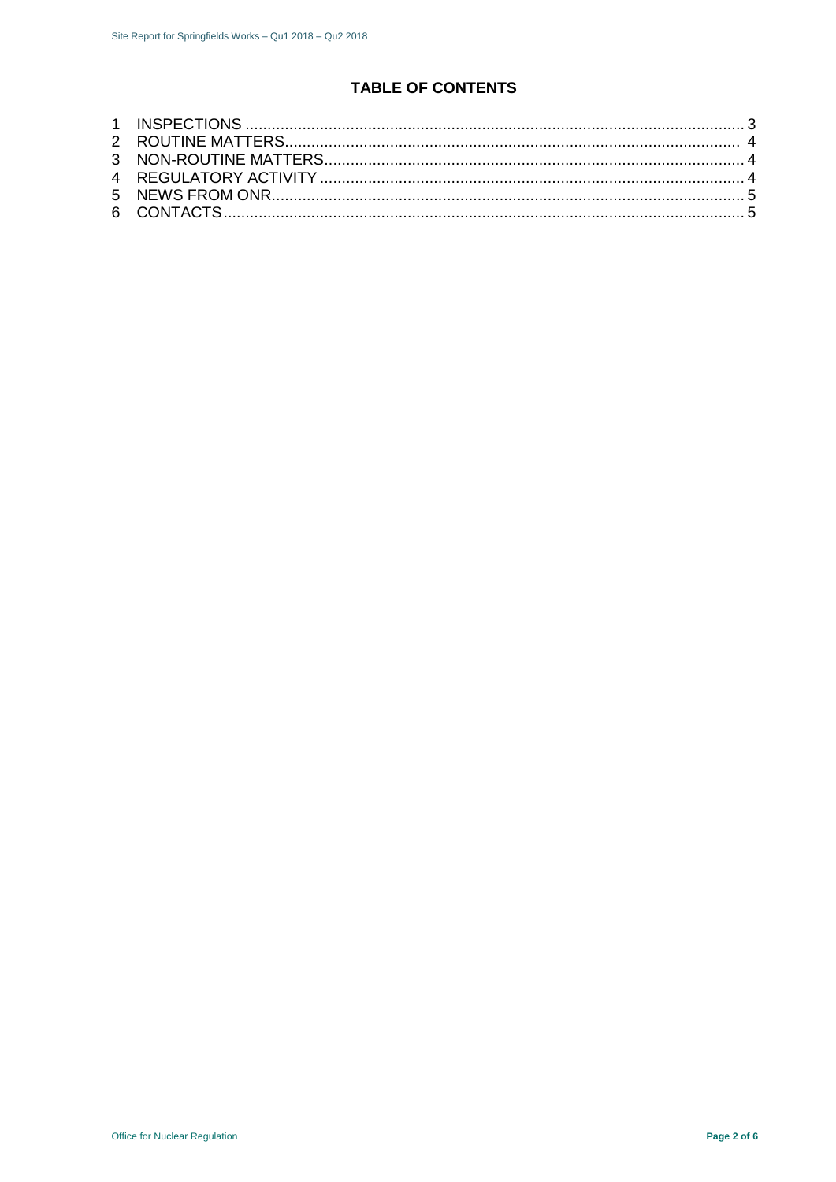# TABLE OF CONTENTS

1 INSPECTIONS ..... 3
2 ROUTINE MATTERS ..... 4
3 NON-ROUTINE MATTERS ..... 4
4 REGULATORY ACTIVITY ..... 4
5 NEWS FROM ONR ..... 5
6 CONTACTS ..... 5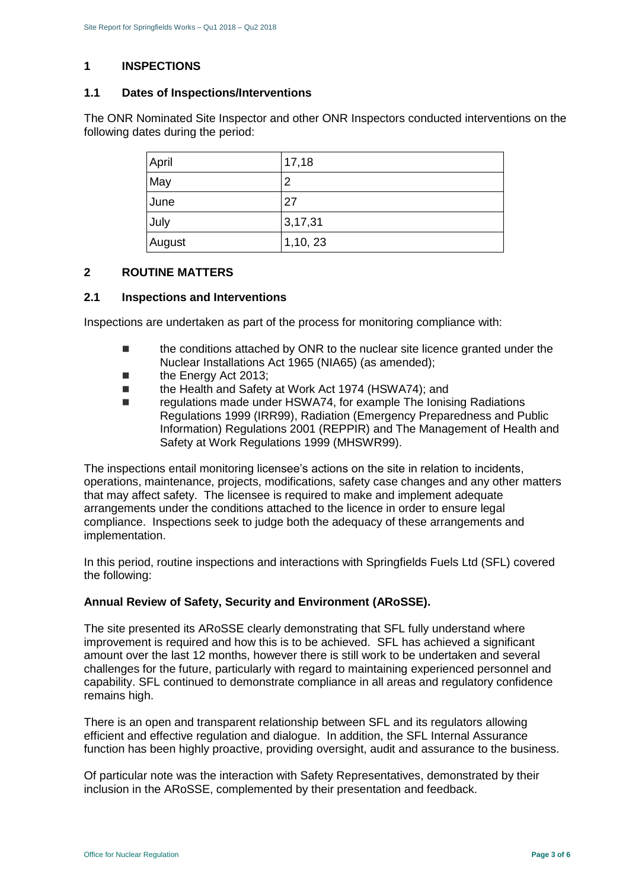# 1 INSPECTIONS

## 1.1 Dates of Inspections/Interventions

The ONR Nominated Site Inspector and other ONR Inspectors conducted interventions on the following dates during the period:

| April | 17,18 |
|---|---|
| May | 2 |
| June | 27 |
| July | 3,17,31 |
| August | 1,10, 23 |

# 2 ROUTINE MATTERS

## 2.1 Inspections and Interventions

Inspections are undertaken as part of the process for monitoring compliance with:

- the conditions attached by ONR to the nuclear site licence granted under the Nuclear Installations Act 1965 (NIA65) (as amended);
- the Energy Act 2013;
- the Health and Safety at Work Act 1974 (HSWA74); and
- regulations made under HSWA74, for example The Ionising Radiations Regulations 1999 (IRR99), Radiation (Emergency Preparedness and Public Information) Regulations 2001 (REPPIR) and The Management of Health and Safety at Work Regulations 1999 (MHSWR99).

The inspections entail monitoring licensee's actions on the site in relation to incidents, operations, maintenance, projects, modifications, safety case changes and any other matters that may affect safety. The licensee is required to make and implement adequate arrangements under the conditions attached to the licence in order to ensure legal compliance. Inspections seek to judge both the adequacy of these arrangements and implementation.

In this period, routine inspections and interactions with Springfields Fuels Ltd (SFL) covered the following:

**Annual Review of Safety, Security and Environment (ARoSSE).**

The site presented its ARoSSE clearly demonstrating that SFL fully understand where improvement is required and how this is to be achieved. SFL has achieved a significant amount over the last 12 months, however there is still work to be undertaken and several challenges for the future, particularly with regard to maintaining experienced personnel and capability. SFL continued to demonstrate compliance in all areas and regulatory confidence remains high.

There is an open and transparent relationship between SFL and its regulators allowing efficient and effective regulation and dialogue. In addition, the SFL Internal Assurance function has been highly proactive, providing oversight, audit and assurance to the business.

Of particular note was the interaction with Safety Representatives, demonstrated by their inclusion in the ARoSSE, complemented by their presentation and feedback.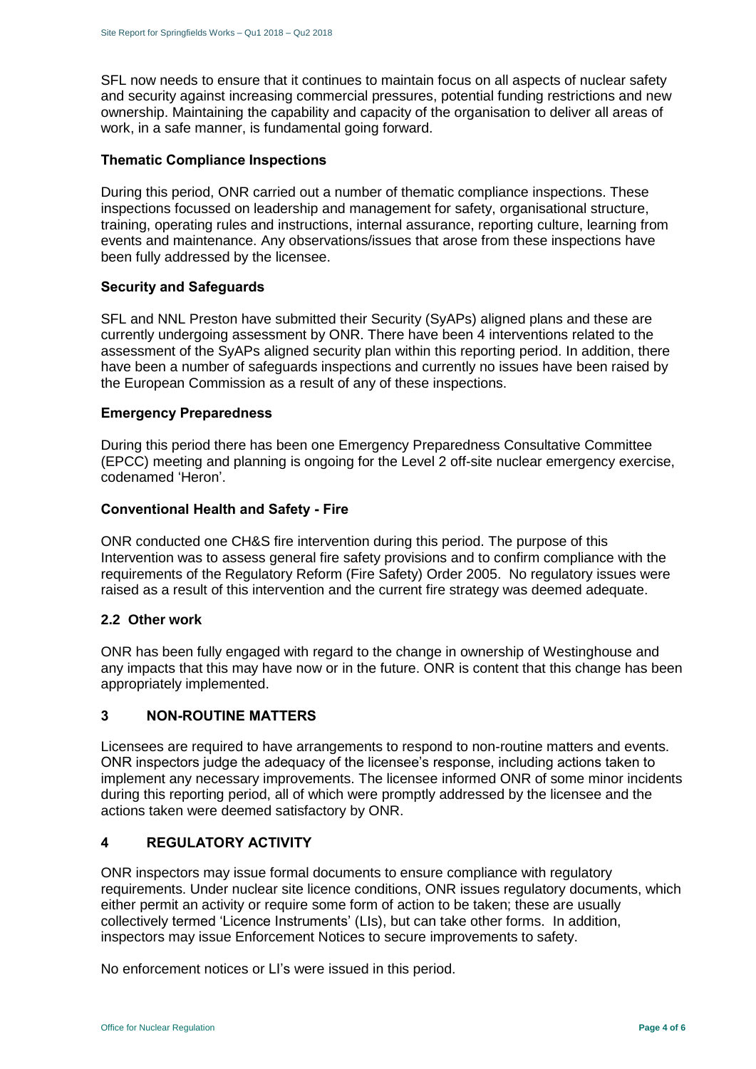SFL now needs to ensure that it continues to maintain focus on all aspects of nuclear safety and security against increasing commercial pressures, potential funding restrictions and new ownership. Maintaining the capability and capacity of the organisation to deliver all areas of work, in a safe manner, is fundamental going forward.

### Thematic Compliance Inspections

During this period, ONR carried out a number of thematic compliance inspections. These inspections focussed on leadership and management for safety, organisational structure, training, operating rules and instructions, internal assurance, reporting culture, learning from events and maintenance. Any observations/issues that arose from these inspections have been fully addressed by the licensee.

### Security and Safeguards

SFL and NNL Preston have submitted their Security (SyAPs) aligned plans and these are currently undergoing assessment by ONR. There have been 4 interventions related to the assessment of the SyAPs aligned security plan within this reporting period. In addition, there have been a number of safeguards inspections and currently no issues have been raised by the European Commission as a result of any of these inspections.

### Emergency Preparedness

During this period there has been one Emergency Preparedness Consultative Committee (EPCC) meeting and planning is ongoing for the Level 2 off-site nuclear emergency exercise, codenamed 'Heron'.

### Conventional Health and Safety - Fire

ONR conducted one CH&S fire intervention during this period. The purpose of this Intervention was to assess general fire safety provisions and to confirm compliance with the requirements of the Regulatory Reform (Fire Safety) Order 2005. No regulatory issues were raised as a result of this intervention and the current fire strategy was deemed adequate.

## 2.2 Other work

ONR has been fully engaged with regard to the change in ownership of Westinghouse and any impacts that this may have now or in the future. ONR is content that this change has been appropriately implemented.

# 3 NON-ROUTINE MATTERS

Licensees are required to have arrangements to respond to non-routine matters and events. ONR inspectors judge the adequacy of the licensee's response, including actions taken to implement any necessary improvements. The licensee informed ONR of some minor incidents during this reporting period, all of which were promptly addressed by the licensee and the actions taken were deemed satisfactory by ONR.

# 4 REGULATORY ACTIVITY

ONR inspectors may issue formal documents to ensure compliance with regulatory requirements. Under nuclear site licence conditions, ONR issues regulatory documents, which either permit an activity or require some form of action to be taken; these are usually collectively termed 'Licence Instruments' (LIs), but can take other forms. In addition, inspectors may issue Enforcement Notices to secure improvements to safety.

No enforcement notices or LI's were issued in this period.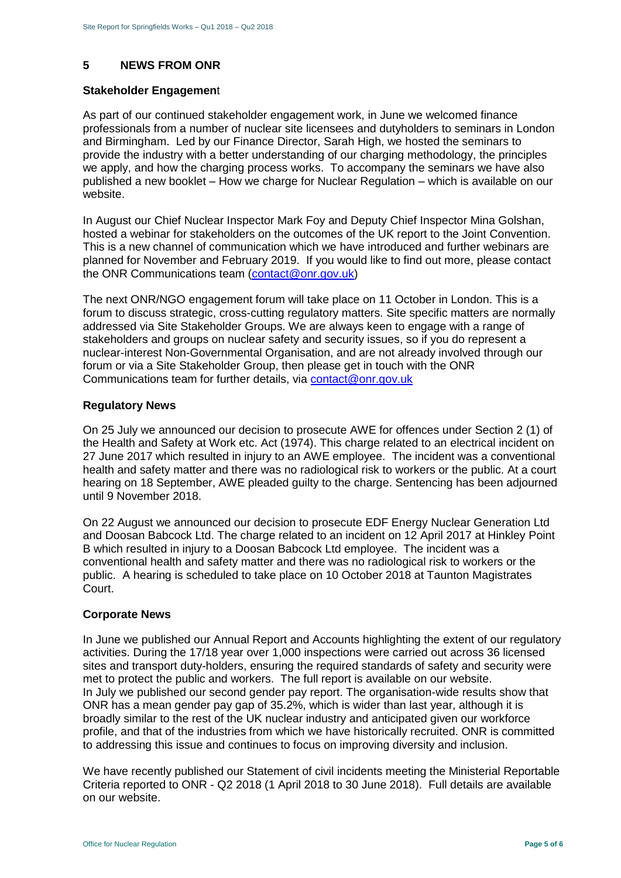## 5 NEWS FROM ONR

### Stakeholder Engagement

As part of our continued stakeholder engagement work, in June we welcomed finance professionals from a number of nuclear site licensees and dutyholders to seminars in London and Birmingham. Led by our Finance Director, Sarah High, we hosted the seminars to provide the industry with a better understanding of our charging methodology, the principles we apply, and how the charging process works. To accompany the seminars we have also published a new booklet – How we charge for Nuclear Regulation – which is available on our website.

In August our Chief Nuclear Inspector Mark Foy and Deputy Chief Inspector Mina Golshan, hosted a webinar for stakeholders on the outcomes of the UK report to the Joint Convention. This is a new channel of communication which we have introduced and further webinars are planned for November and February 2019. If you would like to find out more, please contact the ONR Communications team (contact@onr.gov.uk)

The next ONR/NGO engagement forum will take place on 11 October in London. This is a forum to discuss strategic, cross-cutting regulatory matters. Site specific matters are normally addressed via Site Stakeholder Groups. We are always keen to engage with a range of stakeholders and groups on nuclear safety and security issues, so if you do represent a nuclear-interest Non-Governmental Organisation, and are not already involved through our forum or via a Site Stakeholder Group, then please get in touch with the ONR Communications team for further details, via contact@onr.gov.uk

### Regulatory News

On 25 July we announced our decision to prosecute AWE for offences under Section 2 (1) of the Health and Safety at Work etc. Act (1974). This charge related to an electrical incident on 27 June 2017 which resulted in injury to an AWE employee. The incident was a conventional health and safety matter and there was no radiological risk to workers or the public. At a court hearing on 18 September, AWE pleaded guilty to the charge. Sentencing has been adjourned until 9 November 2018.

On 22 August we announced our decision to prosecute EDF Energy Nuclear Generation Ltd and Doosan Babcock Ltd. The charge related to an incident on 12 April 2017 at Hinkley Point B which resulted in injury to a Doosan Babcock Ltd employee. The incident was a conventional health and safety matter and there was no radiological risk to workers or the public. A hearing is scheduled to take place on 10 October 2018 at Taunton Magistrates Court.

### Corporate News

In June we published our Annual Report and Accounts highlighting the extent of our regulatory activities. During the 17/18 year over 1,000 inspections were carried out across 36 licensed sites and transport duty-holders, ensuring the required standards of safety and security were met to protect the public and workers. The full report is available on our website.

In July we published our second gender pay report. The organisation-wide results show that ONR has a mean gender pay gap of 35.2%, which is wider than last year, although it is broadly similar to the rest of the UK nuclear industry and anticipated given our workforce profile, and that of the industries from which we have historically recruited. ONR is committed to addressing this issue and continues to focus on improving diversity and inclusion.

We have recently published our Statement of civil incidents meeting the Ministerial Reportable Criteria reported to ONR - Q2 2018 (1 April 2018 to 30 June 2018). Full details are available on our website.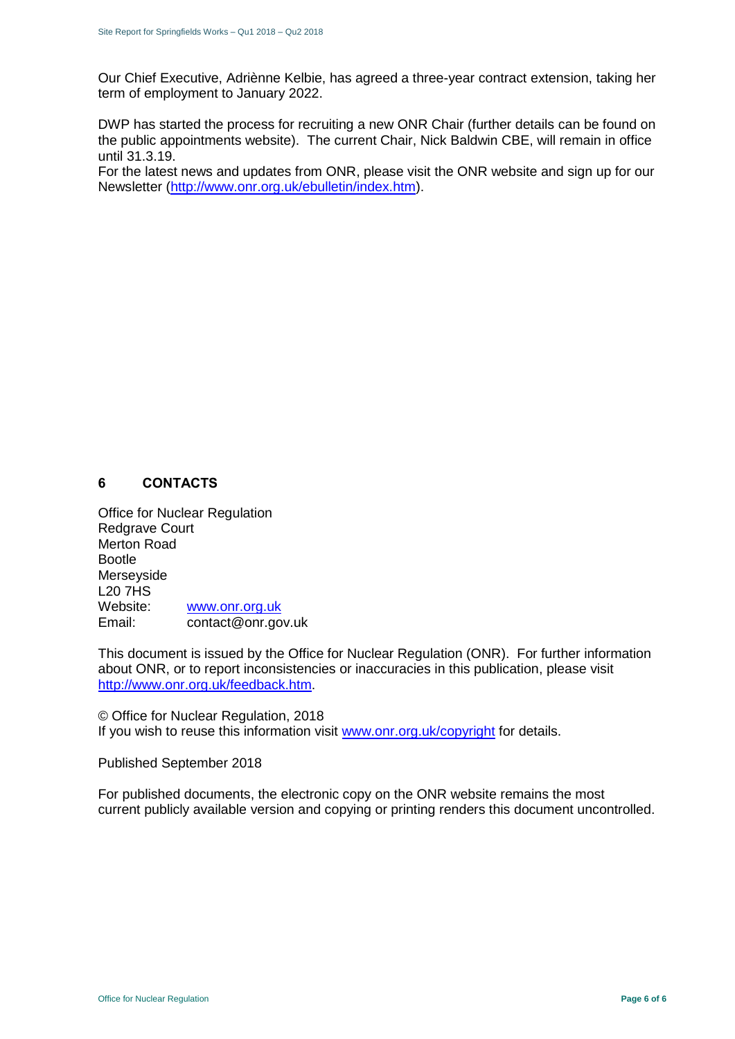Our Chief Executive, Adriènne Kelbie, has agreed a three-year contract extension, taking her term of employment to January 2022.

DWP has started the process for recruiting a new ONR Chair (further details can be found on the public appointments website). The current Chair, Nick Baldwin CBE, will remain in office until 31.3.19.
For the latest news and updates from ONR, please visit the ONR website and sign up for our Newsletter (http://www.onr.org.uk/ebulletin/index.htm).

## 6 CONTACTS

Office for Nuclear Regulation
Redgrave Court
Merton Road
Bootle
Merseyside
L20 7HS
Website: www.onr.org.uk
Email: contact@onr.gov.uk

This document is issued by the Office for Nuclear Regulation (ONR). For further information about ONR, or to report inconsistencies or inaccuracies in this publication, please visit http://www.onr.org.uk/feedback.htm.

© Office for Nuclear Regulation, 2018
If you wish to reuse this information visit www.onr.org.uk/copyright for details.

Published September 2018

For published documents, the electronic copy on the ONR website remains the most current publicly available version and copying or printing renders this document uncontrolled.